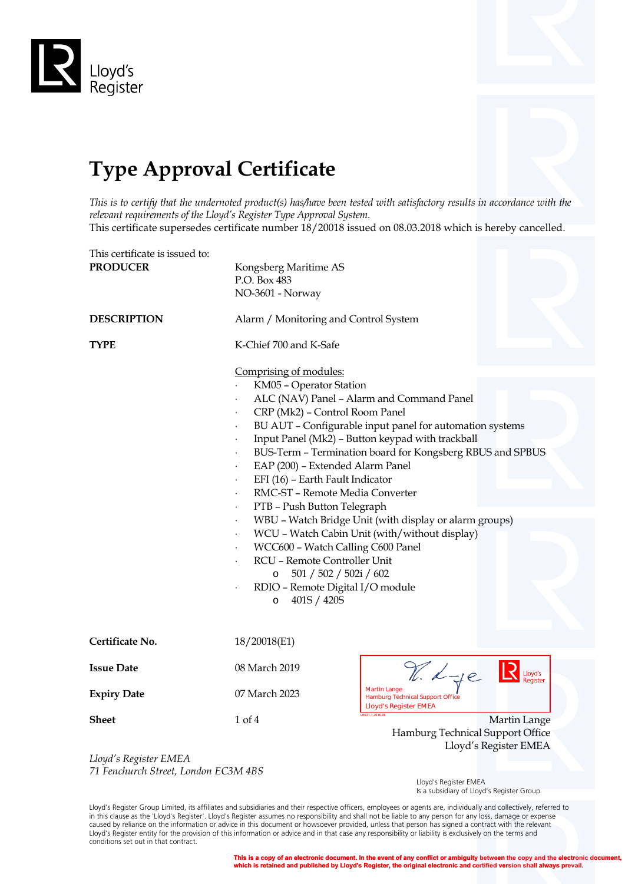Lloyd's Register

# Type Approval Certificate

*This is to certify that the undernoted product(s) has/have been tested with satisfactory results in accordance with the relevant requirements of the Lloyd's Register Type Approval System.*
This certificate supersedes certificate number 18/20018 issued on 08.03.2018 which is hereby cancelled.

This certificate is issued to:

**PRODUCER**
Kongsberg Maritime AS
P.O. Box 483
NO-3601 - Norway

**DESCRIPTION**
Alarm / Monitoring and Control System

**TYPE**
K-Chief 700 and K-Safe

Comprising of modules:

- KM05 – Operator Station
- ALC (NAV) Panel – Alarm and Command Panel
- CRP (Mk2) – Control Room Panel
- BU AUT – Configurable input panel for automation systems
- Input Panel (Mk2) – Button keypad with trackball
- BUS-Term – Termination board for Kongsberg RBUS and SPBUS
- EAP (200) – Extended Alarm Panel
- EFI (16) – Earth Fault Indicator
- RMC-ST – Remote Media Converter
- PTB – Push Button Telegraph
- WBU – Watch Bridge Unit (with display or alarm groups)
- WCU – Watch Cabin Unit (with/without display)
- WCC600 – Watch Calling C600 Panel
- RCU – Remote Controller Unit
  - 501 / 502 / 502i / 602
- RDIO – Remote Digital I/O module
  - 401S / 420S

**Certificate No.** 18/20018(E1)

**Issue Date** 08 March 2019

**Expiry Date** 07 March 2023

**Sheet** 1 of 4

Martin Lange
Hamburg Technical Support Office
Lloyd's Register EMEA

*Lloyd's Register EMEA*
*71 Fenchurch Street, London EC3M 4BS*

Lloyd's Register EMEA
Is a subsidiary of Lloyd's Register Group

Lloyd's Register Group Limited, its affiliates and subsidiaries and their respective officers, employees or agents are, individually and collectively, referred to in this clause as the 'Lloyd's Register'. Lloyd's Register assumes no responsibility and shall not be liable to any person for any loss, damage or expense caused by reliance on the information or advice in this document or howsoever provided, unless that person has signed a contract with the relevant Lloyd's Register entity for the provision of this information or advice and in that case any responsibility or liability is exclusively on the terms and conditions set out in that contract.

**This is a copy of an electronic document. In the event of any conflict or ambiguity between the copy and the electronic document, which is retained and published by Lloyd's Register, the original electronic and certified version shall always prevail.**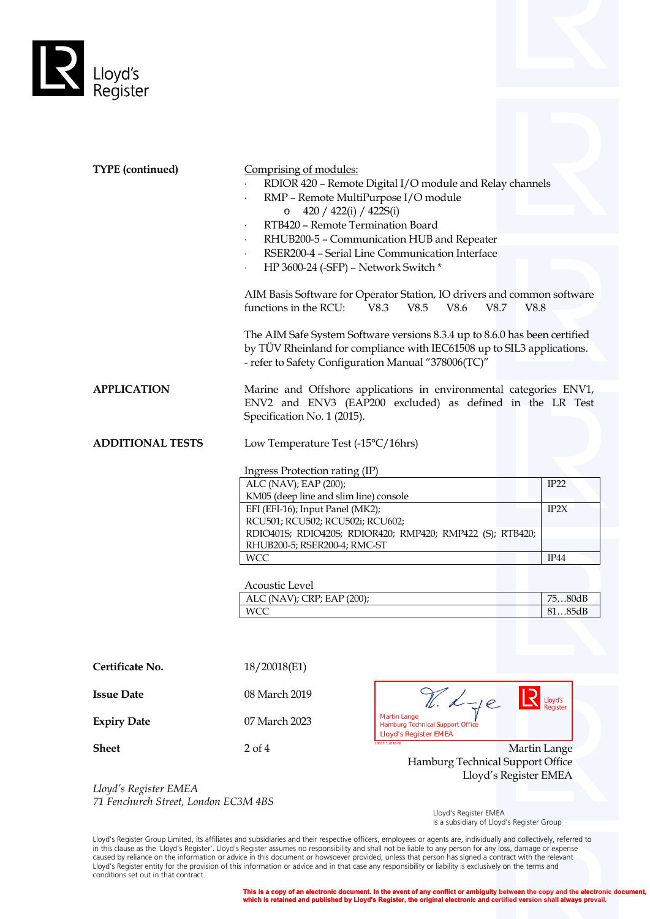**TYPE (continued)**

Comprising of modules:

- RDIOR 420 – Remote Digital I/O module and Relay channels
- RMP – Remote MultiPurpose I/O module
    - 420 / 422(i) / 422S(i)
- RTB420 – Remote Termination Board
- RHUB200-5 – Communication HUB and Repeater
- RSER200-4 – Serial Line Communication Interface
- HP 3600-24 (-SFP) – Network Switch *

AIM Basis Software for Operator Station, IO drivers and common software functions in the RCU: V8.3 V8.5 V8.6 V8.7 V8.8

The AIM Safe System Software versions 8.3.4 up to 8.6.0 has been certified by TÜV Rheinland for compliance with IEC61508 up to SIL3 applications. - refer to Safety Configuration Manual "378006(TC)"

**APPLICATION**

Marine and Offshore applications in environmental categories ENV1, ENV2 and ENV3 (EAP200 excluded) as defined in the LR Test Specification No. 1 (2015).

**ADDITIONAL TESTS**

Low Temperature Test (-15°C/16hrs)

Ingress Protection rating (IP)

| Equipment | IP |
|---|---|
| ALC (NAV); EAP (200); KM05 (deep line and slim line) console | IP22 |
| EFI (EFI-16); Input Panel (MK2); RCU501; RCU502; RCU502i; RCU602; RDIO401S; RDIO420S; RDIOR420; RMP420; RMP422 (S); RTB420; RHUB200-5; RSER200-4; RMC-ST | IP2X |
| WCC | IP44 |

Acoustic Level

| Equipment | Level |
|---|---|
| ALC (NAV); CRP; EAP (200); | 75…80dB |
| WCC | 81…85dB |

**Certificate No.** 18/20018(E1)

**Issue Date** 08 March 2019

**Expiry Date** 07 March 2023

**Sheet** 2 of 4

Martin Lange
Hamburg Technical Support Office
Lloyd's Register EMEA

*Lloyd's Register EMEA*
*71 Fenchurch Street, London EC3M 4BS*

Lloyd's Register EMEA
Is a subsidiary of Lloyd's Register Group

Lloyd's Register Group Limited, its affiliates and subsidiaries and their respective officers, employees or agents are, individually and collectively, referred to in this clause as the 'Lloyd's Register'. Lloyd's Register assumes no responsibility and shall not be liable to any person for any loss, damage or expense caused by reliance on the information or advice in this document or howsoever provided, unless that person has signed a contract with the relevant Lloyd's Register entity for the provision of this information or advice and in that case any responsibility or liability is exclusively on the terms and conditions set out in that contract.

**This is a copy of an electronic document. In the event of any conflict or ambiguity between the copy and the electronic document, which is retained and published by Lloyd's Register, the original electronic and certified version shall always prevail.**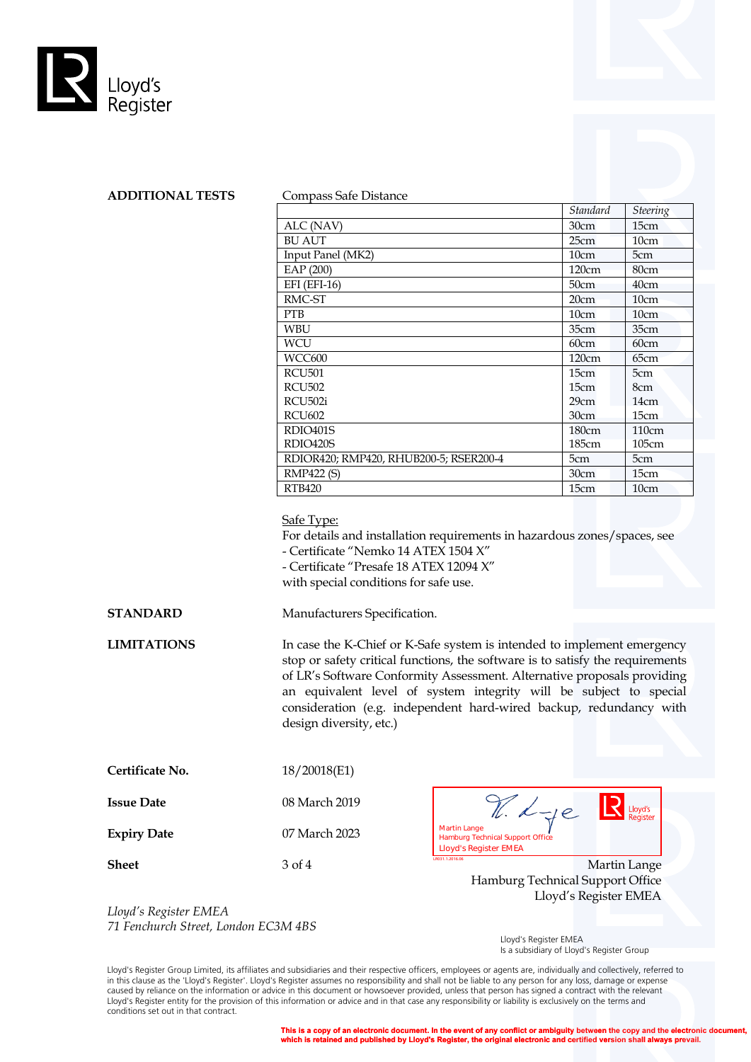**ADDITIONAL TESTS**

Compass Safe Distance

| | *Standard* | *Steering* |
|---|---|---|
| ALC (NAV) | 30cm | 15cm |
| BU AUT | 25cm | 10cm |
| Input Panel (MK2) | 10cm | 5cm |
| EAP (200) | 120cm | 80cm |
| EFI (EFI-16) | 50cm | 40cm |
| RMC-ST | 20cm | 10cm |
| PTB | 10cm | 10cm |
| WBU | 35cm | 35cm |
| WCU | 60cm | 60cm |
| WCC600 | 120cm | 65cm |
| RCU501 | 15cm | 5cm |
| RCU502 | 15cm | 8cm |
| RCU502i | 29cm | 14cm |
| RCU602 | 30cm | 15cm |
| RDIO401S | 180cm | 110cm |
| RDIO420S | 185cm | 105cm |
| RDIOR420; RMP420, RHUB200-5; RSER200-4 | 5cm | 5cm |
| RMP422 (S) | 30cm | 15cm |
| RTB420 | 15cm | 10cm |

Safe Type:
For details and installation requirements in hazardous zones/spaces, see
- Certificate "Nemko 14 ATEX 1504 X"
- Certificate "Presafe 18 ATEX 12094 X"
with special conditions for safe use.

**STANDARD**

Manufacturers Specification.

**LIMITATIONS**

In case the K-Chief or K-Safe system is intended to implement emergency stop or safety critical functions, the software is to satisfy the requirements of LR's Software Conformity Assessment. Alternative proposals providing an equivalent level of system integrity will be subject to special consideration (e.g. independent hard-wired backup, redundancy with design diversity, etc.)

**Certificate No.** 18/20018(E1)

**Issue Date** 08 March 2019

**Expiry Date** 07 March 2023

**Sheet** 3 of 4

Martin Lange
Hamburg Technical Support Office
Lloyd's Register EMEA

Martin Lange
Hamburg Technical Support Office
Lloyd's Register EMEA

*Lloyd's Register EMEA*
*71 Fenchurch Street, London EC3M 4BS*

Lloyd's Register EMEA
Is a subsidiary of Lloyd's Register Group

Lloyd's Register Group Limited, its affiliates and subsidiaries and their respective officers, employees or agents are, individually and collectively, referred to in this clause as the 'Lloyd's Register'. Lloyd's Register assumes no responsibility and shall not be liable to any person for any loss, damage or expense caused by reliance on the information or advice in this document or howsoever provided, unless that person has signed a contract with the relevant Lloyd's Register entity for the provision of this information or advice and in that case any responsibility or liability is exclusively on the terms and conditions set out in that contract.

**This is a copy of an electronic document. In the event of any conflict or ambiguity between the copy and the electronic document, which is retained and published by Lloyd's Register, the original electronic and certified version shall always prevail.**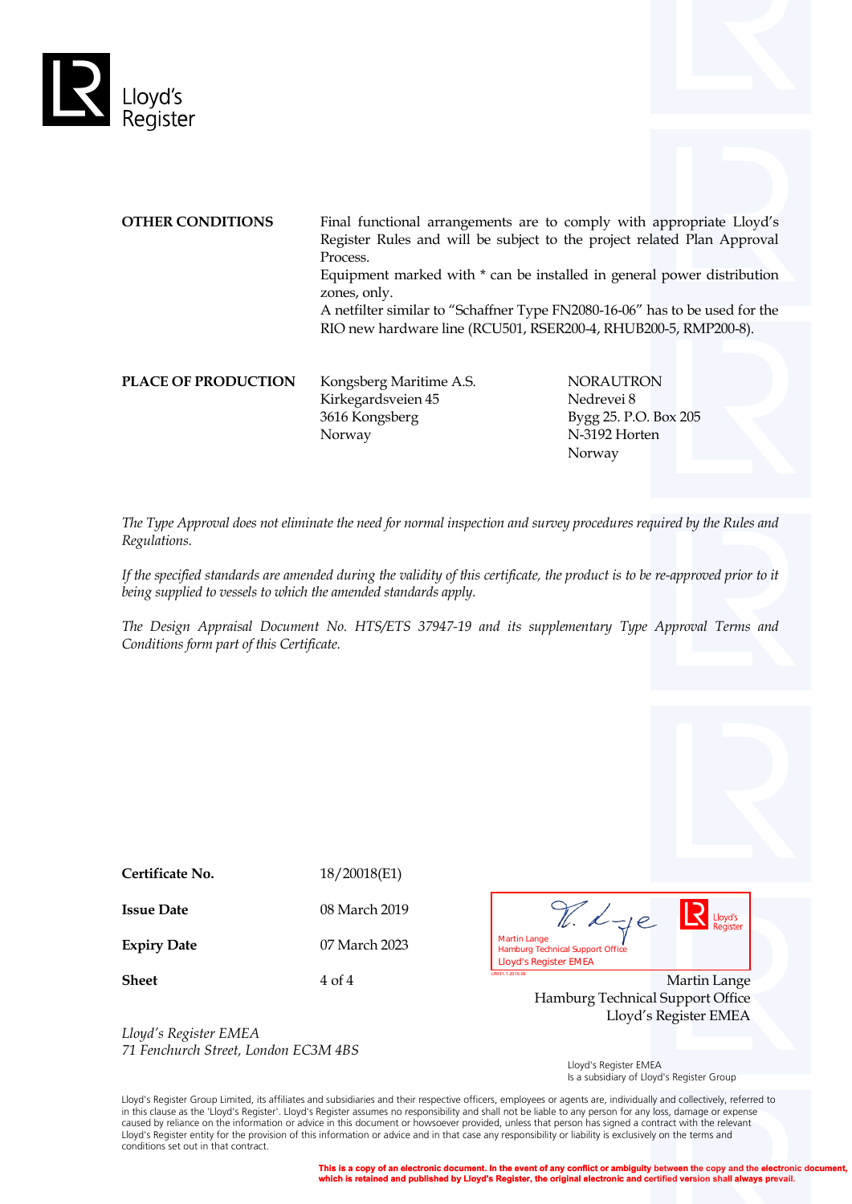Lloyd's Register

| | | |
|---|---|---|
| **OTHER CONDITIONS** | Final functional arrangements are to comply with appropriate Lloyd's Register Rules and will be subject to the project related Plan Approval Process.<br>Equipment marked with * can be installed in general power distribution zones, only.<br>A netfilter similar to "Schaffner Type FN2080-16-06" has to be used for the RIO new hardware line (RCU501, RSER200-4, RHUB200-5, RMP200-8). | |
| **PLACE OF PRODUCTION** | Kongsberg Maritime A.S.<br>Kirkegardsveien 45<br>3616 Kongsberg<br>Norway | NORAUTRON<br>Nedrevei 8<br>Bygg 25. P.O. Box 205<br>N-3192 Horten<br>Norway |

*The Type Approval does not eliminate the need for normal inspection and survey procedures required by the Rules and Regulations.*

*If the specified standards are amended during the validity of this certificate, the product is to be re-approved prior to it being supplied to vessels to which the amended standards apply.*

*The Design Appraisal Document No. HTS/ETS 37947-19 and its supplementary Type Approval Terms and Conditions form part of this Certificate.*

| | |
|---|---|
| **Certificate No.** | 18/20018(E1) |
| **Issue Date** | 08 March 2019 |
| **Expiry Date** | 07 March 2023 |
| **Sheet** | 4 of 4 |

Martin Lange
Hamburg Technical Support Office
Lloyd's Register EMEA

Martin Lange
Hamburg Technical Support Office
Lloyd's Register EMEA

*Lloyd's Register EMEA*
*71 Fenchurch Street, London EC3M 4BS*

Lloyd's Register EMEA
Is a subsidiary of Lloyd's Register Group

Lloyd's Register Group Limited, its affiliates and subsidiaries and their respective officers, employees or agents are, individually and collectively, referred to in this clause as the 'Lloyd's Register'. Lloyd's Register assumes no responsibility and shall not be liable to any person for any loss, damage or expense caused by reliance on the information or advice in this document or howsoever provided, unless that person has signed a contract with the relevant Lloyd's Register entity for the provision of this information or advice and in that case any responsibility or liability is exclusively on the terms and conditions set out in that contract.

**This is a copy of an electronic document. In the event of any conflict or ambiguity between the copy and the electronic document, which is retained and published by Lloyd's Register, the original electronic and certified version shall always prevail.**